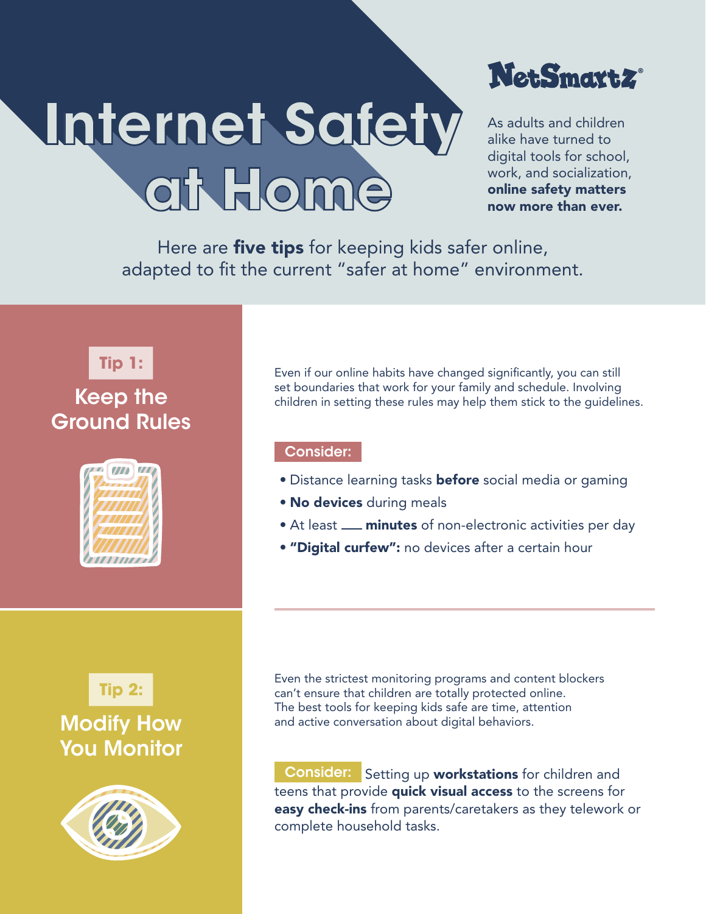# Internet Safety at Home

NetSmartz®

As adults and children alike have turned to digital tools for school, work, and socialization, **online safety matters now more than ever.**

Here are **five tips** for keeping kids safer online, adapted to fit the current "safer at home" environment.

## Tip 1: Keep the Ground Rules

Even if our online habits have changed significantly, you can still set boundaries that work for your family and schedule. Involving children in setting these rules may help them stick to the guidelines.

**Consider:**

- Distance learning tasks **before** social media or gaming
- **No devices** during meals
- At least ___ **minutes** of non-electronic activities per day
- **"Digital curfew":** no devices after a certain hour

## Tip 2: Modify How You Monitor

Even the strictest monitoring programs and content blockers can't ensure that children are totally protected online. The best tools for keeping kids safe are time, attention and active conversation about digital behaviors.

**Consider:** Setting up **workstations** for children and teens that provide **quick visual access** to the screens for **easy check-ins** from parents/caretakers as they telework or complete household tasks.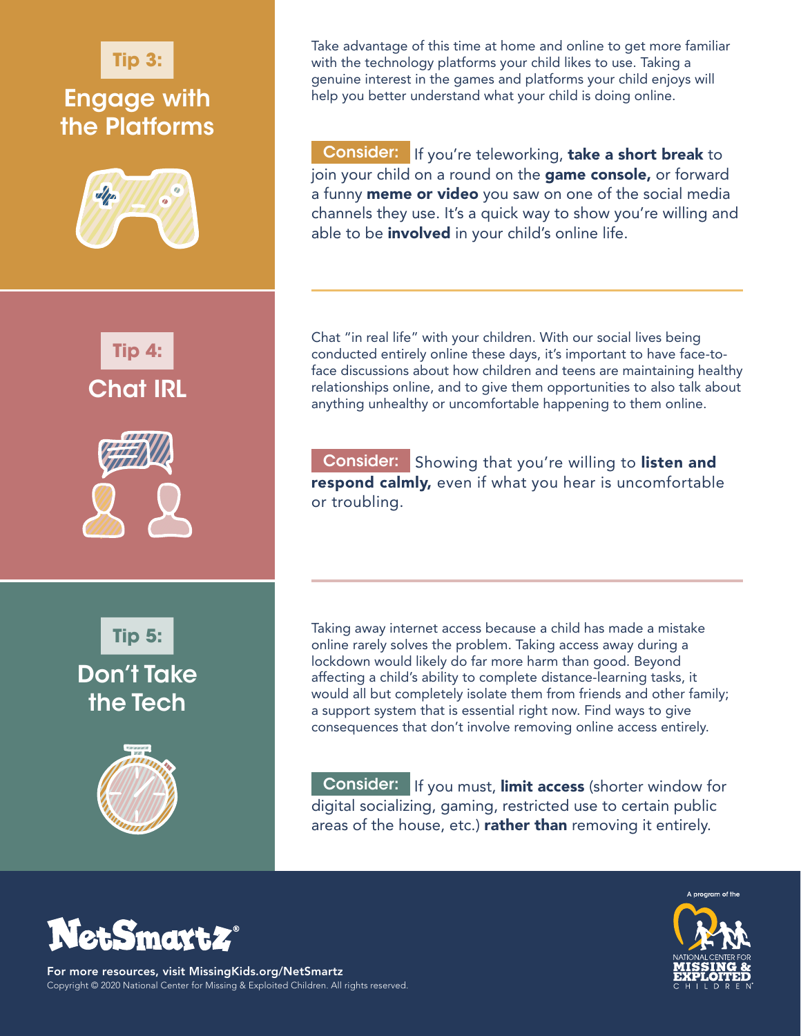## Tip 3: Engage with the Platforms

Take advantage of this time at home and online to get more familiar with the technology platforms your child likes to use. Taking a genuine interest in the games and platforms your child enjoys will help you better understand what your child is doing online.

**Consider:** If you're teleworking, **take a short break** to join your child on a round on the **game console,** or forward a funny **meme or video** you saw on one of the social media channels they use. It's a quick way to show you're willing and able to be **involved** in your child's online life.

## Tip 4: Chat IRL

Chat "in real life" with your children. With our social lives being conducted entirely online these days, it's important to have face-to-face discussions about how children and teens are maintaining healthy relationships online, and to give them opportunities to also talk about anything unhealthy or uncomfortable happening to them online.

**Consider:** Showing that you're willing to **listen and respond calmly,** even if what you hear is uncomfortable or troubling.

## Tip 5: Don't Take the Tech

Taking away internet access because a child has made a mistake online rarely solves the problem. Taking access away during a lockdown would likely do far more harm than good. Beyond affecting a child's ability to complete distance-learning tasks, it would all but completely isolate them from friends and other family; a support system that is essential right now. Find ways to give consequences that don't involve removing online access entirely.

**Consider:** If you must, **limit access** (shorter window for digital socializing, gaming, restricted use to certain public areas of the house, etc.) **rather than** removing it entirely.

NetSmartz®

For more resources, visit MissingKids.org/NetSmartz

Copyright © 2020 National Center for Missing & Exploited Children. All rights reserved.

A program of the National Center for Missing & Exploited Children